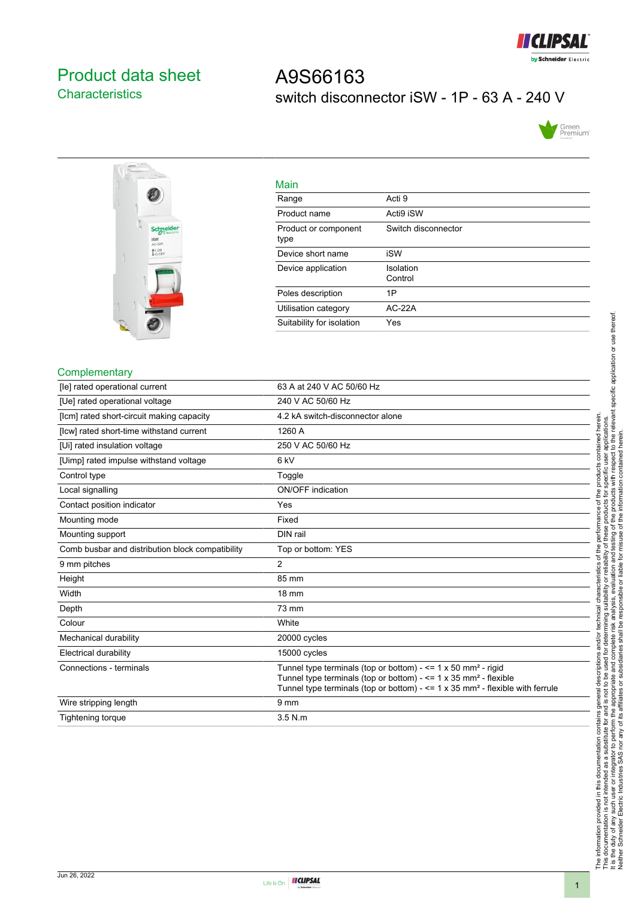# Product data sheet
## Characteristics

# A9S66163
switch disconnector iSW - 1P - 63 A - 240 V

### Main

| | |
|---|---|
| Range | Acti 9 |
| Product name | Acti9 iSW |
| Product or component type | Switch disconnector |
| Device short name | iSW |
| Device application | Isolation<br>Control |
| Poles description | 1P |
| Utilisation category | AC-22A |
| Suitability for isolation | Yes |

### Complementary

| | |
|---|---|
| [Ie] rated operational current | 63 A at 240 V AC 50/60 Hz |
| [Ue] rated operational voltage | 240 V AC 50/60 Hz |
| [Icm] rated short-circuit making capacity | 4.2 kA switch-disconnector alone |
| [Icw] rated short-time withstand current | 1260 A |
| [Ui] rated insulation voltage | 250 V AC 50/60 Hz |
| [Uimp] rated impulse withstand voltage | 6 kV |
| Control type | Toggle |
| Local signalling | ON/OFF indication |
| Contact position indicator | Yes |
| Mounting mode | Fixed |
| Mounting support | DIN rail |
| Comb busbar and distribution block compatibility | Top or bottom: YES |
| 9 mm pitches | 2 |
| Height | 85 mm |
| Width | 18 mm |
| Depth | 73 mm |
| Colour | White |
| Mechanical durability | 20000 cycles |
| Electrical durability | 15000 cycles |
| Connections - terminals | Tunnel type terminals (top or bottom) - <= 1 x 50 mm² - rigid<br>Tunnel type terminals (top or bottom) - <= 1 x 35 mm² - flexible<br>Tunnel type terminals (top or bottom) - <= 1 x 35 mm² - flexible with ferrule |
| Wire stripping length | 9 mm |
| Tightening torque | 3.5 N.m |

The information provided in this documentation contains general descriptions and/or technical characteristics of the performance of the products contained herein.
This documentation is not intended as a substitute for and is not to be used for determining suitability or reliability of these products for specific user applications.
It is the duty of any such user or integrator to perform the appropriate and complete risk analysis, evaluation and testing of the products with respect to the relevant specific application or use thereof.
Neither Schneider Electric Industries SAS nor any of its affiliates or subsidiaries shall be responsible or liable for misuse of the information contained herein.

Jun 26, 2022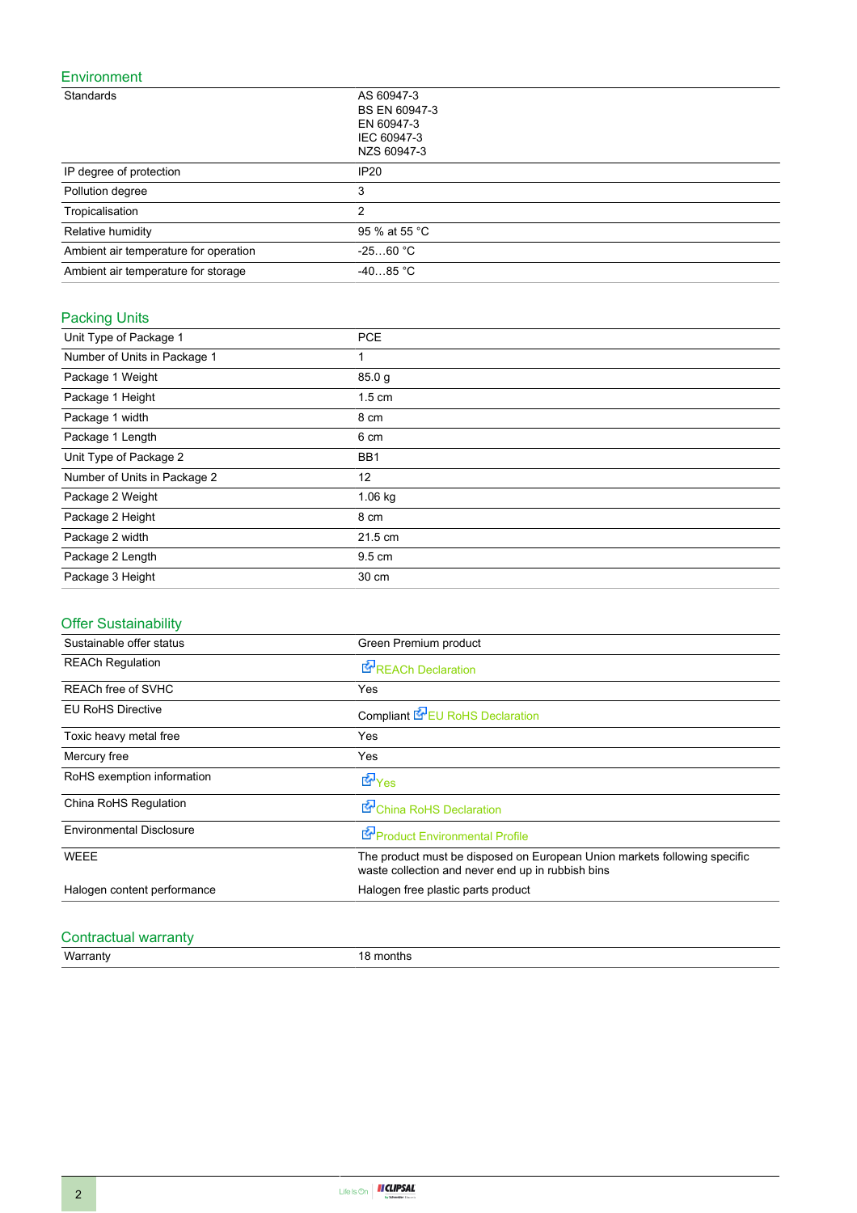## Environment

| | |
|---|---|
| Standards | AS 60947-3<br>BS EN 60947-3<br>EN 60947-3<br>IEC 60947-3<br>NZS 60947-3 |
| IP degree of protection | IP20 |
| Pollution degree | 3 |
| Tropicalisation | 2 |
| Relative humidity | 95 % at 55 °C |
| Ambient air temperature for operation | -25…60 °C |
| Ambient air temperature for storage | -40…85 °C |

## Packing Units

| | |
|---|---|
| Unit Type of Package 1 | PCE |
| Number of Units in Package 1 | 1 |
| Package 1 Weight | 85.0 g |
| Package 1 Height | 1.5 cm |
| Package 1 width | 8 cm |
| Package 1 Length | 6 cm |
| Unit Type of Package 2 | BB1 |
| Number of Units in Package 2 | 12 |
| Package 2 Weight | 1.06 kg |
| Package 2 Height | 8 cm |
| Package 2 width | 21.5 cm |
| Package 2 Length | 9.5 cm |
| Package 3 Height | 30 cm |

## Offer Sustainability

| | |
|---|---|
| Sustainable offer status | Green Premium product |
| REACh Regulation | REACh Declaration |
| REACh free of SVHC | Yes |
| EU RoHS Directive | Compliant EU RoHS Declaration |
| Toxic heavy metal free | Yes |
| Mercury free | Yes |
| RoHS exemption information | Yes |
| China RoHS Regulation | China RoHS Declaration |
| Environmental Disclosure | Product Environmental Profile |
| WEEE | The product must be disposed on European Union markets following specific waste collection and never end up in rubbish bins |
| Halogen content performance | Halogen free plastic parts product |

## Contractual warranty

| | |
|---|---|
| Warranty | 18 months |